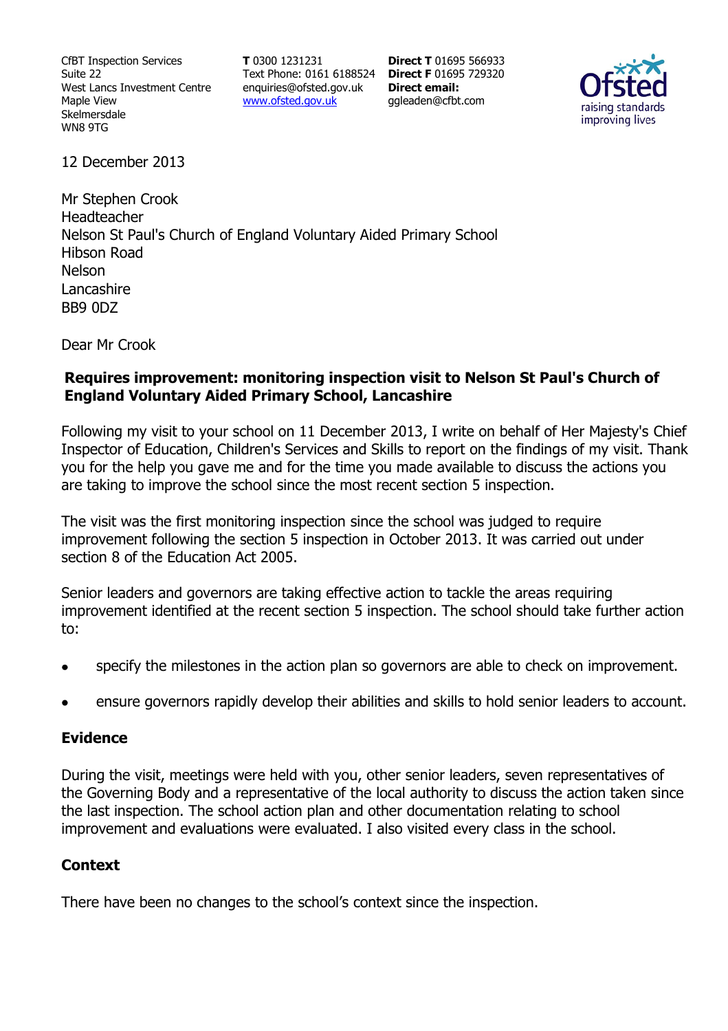CfBT Inspection Services
Suite 22
West Lancs Investment Centre
Maple View
Skelmersdale
WN8 9TG

**T** 0300 1231231
Text Phone: 0161 6188524
enquiries@ofsted.gov.uk
www.ofsted.gov.uk

**Direct T** 01695 566933
**Direct F** 01695 729320
**Direct email:**
ggleaden@cfbt.com

Ofsted
raising standards
improving lives

12 December 2013

Mr Stephen Crook
Headteacher
Nelson St Paul's Church of England Voluntary Aided Primary School
Hibson Road
Nelson
Lancashire
BB9 0DZ

Dear Mr Crook

**Requires improvement: monitoring inspection visit to Nelson St Paul's Church of England Voluntary Aided Primary School, Lancashire**

Following my visit to your school on 11 December 2013, I write on behalf of Her Majesty's Chief Inspector of Education, Children's Services and Skills to report on the findings of my visit. Thank you for the help you gave me and for the time you made available to discuss the actions you are taking to improve the school since the most recent section 5 inspection.

The visit was the first monitoring inspection since the school was judged to require improvement following the section 5 inspection in October 2013. It was carried out under section 8 of the Education Act 2005.

Senior leaders and governors are taking effective action to tackle the areas requiring improvement identified at the recent section 5 inspection. The school should take further action to:

- specify the milestones in the action plan so governors are able to check on improvement.
- ensure governors rapidly develop their abilities and skills to hold senior leaders to account.

## Evidence

During the visit, meetings were held with you, other senior leaders, seven representatives of the Governing Body and a representative of the local authority to discuss the action taken since the last inspection. The school action plan and other documentation relating to school improvement and evaluations were evaluated. I also visited every class in the school.

## Context

There have been no changes to the school's context since the inspection.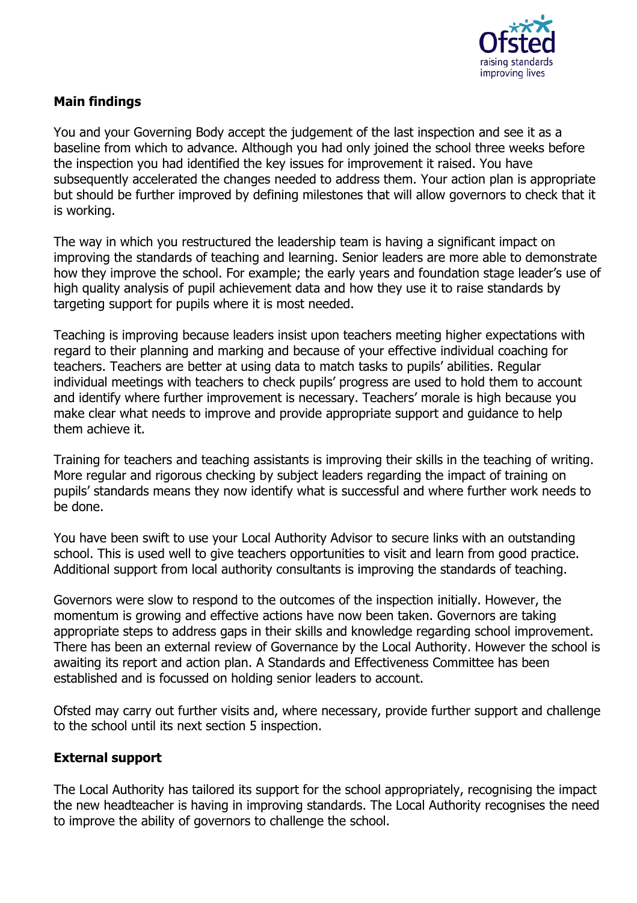## Main findings

You and your Governing Body accept the judgement of the last inspection and see it as a baseline from which to advance. Although you had only joined the school three weeks before the inspection you had identified the key issues for improvement it raised. You have subsequently accelerated the changes needed to address them. Your action plan is appropriate but should be further improved by defining milestones that will allow governors to check that it is working.

The way in which you restructured the leadership team is having a significant impact on improving the standards of teaching and learning. Senior leaders are more able to demonstrate how they improve the school. For example; the early years and foundation stage leader's use of high quality analysis of pupil achievement data and how they use it to raise standards by targeting support for pupils where it is most needed.

Teaching is improving because leaders insist upon teachers meeting higher expectations with regard to their planning and marking and because of your effective individual coaching for teachers. Teachers are better at using data to match tasks to pupils' abilities. Regular individual meetings with teachers to check pupils' progress are used to hold them to account and identify where further improvement is necessary. Teachers' morale is high because you make clear what needs to improve and provide appropriate support and guidance to help them achieve it.

Training for teachers and teaching assistants is improving their skills in the teaching of writing. More regular and rigorous checking by subject leaders regarding the impact of training on pupils' standards means they now identify what is successful and where further work needs to be done.

You have been swift to use your Local Authority Advisor to secure links with an outstanding school. This is used well to give teachers opportunities to visit and learn from good practice. Additional support from local authority consultants is improving the standards of teaching.

Governors were slow to respond to the outcomes of the inspection initially. However, the momentum is growing and effective actions have now been taken. Governors are taking appropriate steps to address gaps in their skills and knowledge regarding school improvement. There has been an external review of Governance by the Local Authority. However the school is awaiting its report and action plan. A Standards and Effectiveness Committee has been established and is focussed on holding senior leaders to account.

Ofsted may carry out further visits and, where necessary, provide further support and challenge to the school until its next section 5 inspection.

## External support

The Local Authority has tailored its support for the school appropriately, recognising the impact the new headteacher is having in improving standards. The Local Authority recognises the need to improve the ability of governors to challenge the school.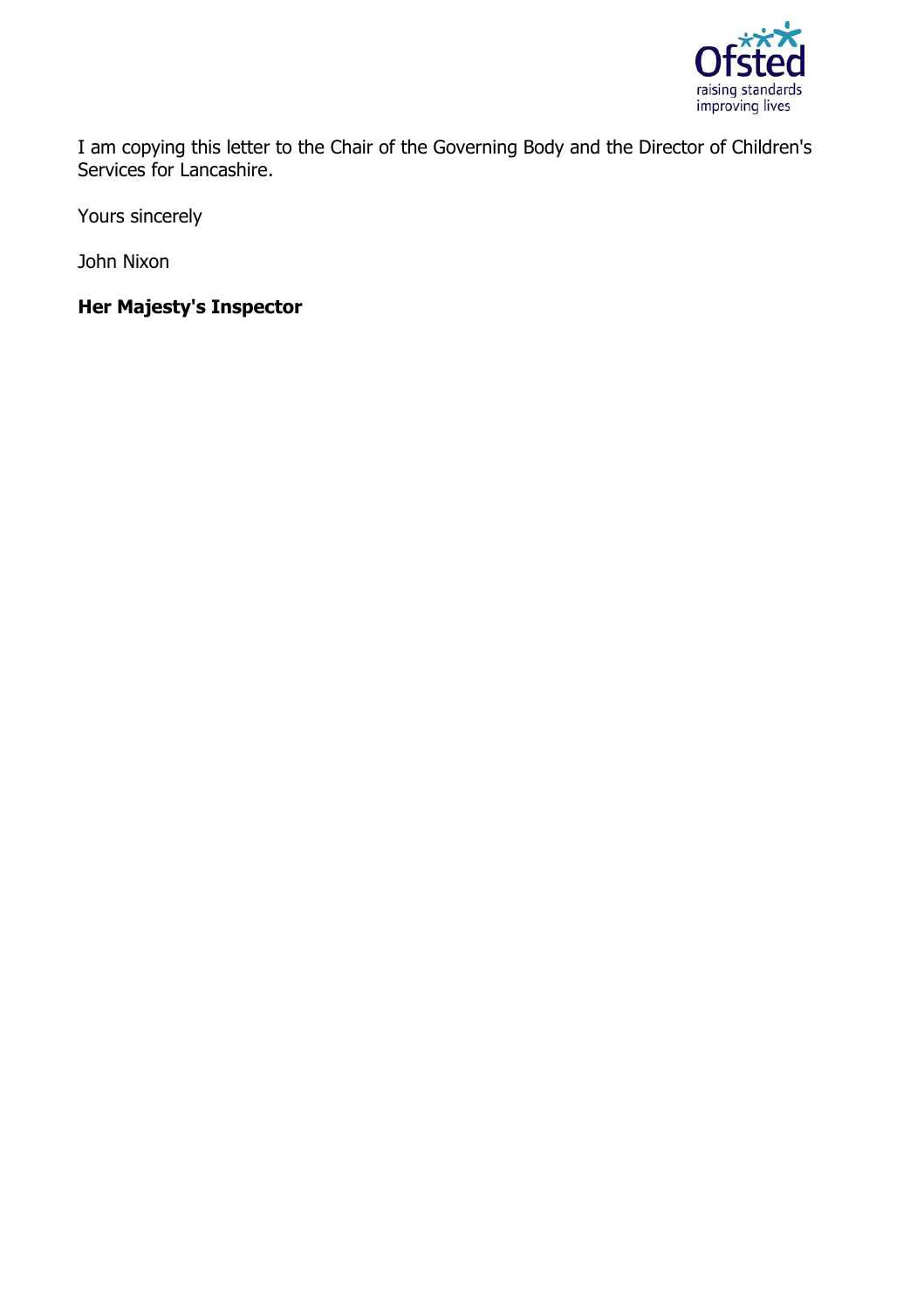I am copying this letter to the Chair of the Governing Body and the Director of Children's Services for Lancashire.

Yours sincerely

John Nixon

**Her Majesty's Inspector**